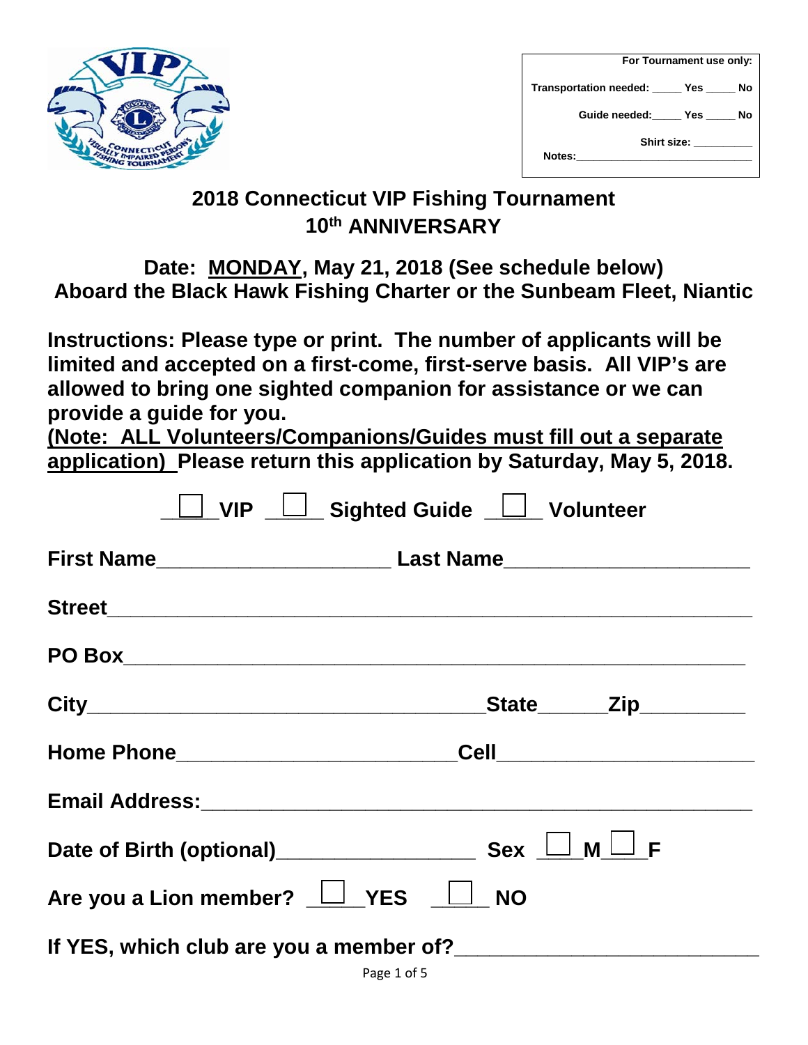**For Tournament use only:**

Transportation needed: _____ Yes _____ No

Guide needed:_____ Yes _____ No

Shirt size: __________

Notes:______________________________

# 2018 Connecticut VIP Fishing Tournament
## 10th ANNIVERSARY

## Date: MONDAY, May 21, 2018 (See schedule below)
## Aboard the Black Hawk Fishing Charter or the Sunbeam Fleet, Niantic

**Instructions: Please type or print. The number of applicants will be limited and accepted on a first-come, first-serve basis. All VIP's are allowed to bring one sighted companion for assistance or we can provide a guide for you.**
**(Note: ALL Volunteers/Companions/Guides must fill out a separate application) Please return this application by Saturday, May 5, 2018.**

☐ **VIP** ☐ **Sighted Guide** ☐ **Volunteer**

**First Name**____________________ **Last Name**____________________

**Street**________________________________________________________

**PO Box**________________________________________________________

**City**__________________________________ **State**______ **Zip**_________

**Home Phone**________________________ **Cell**______________________

**Email Address:**________________________________________________

**Date of Birth (optional)**_________________ **Sex** ☐ **M** ☐ **F**

**Are you a Lion member?** ☐ **YES** ☐ **NO**

**If YES, which club are you a member of?**_________________________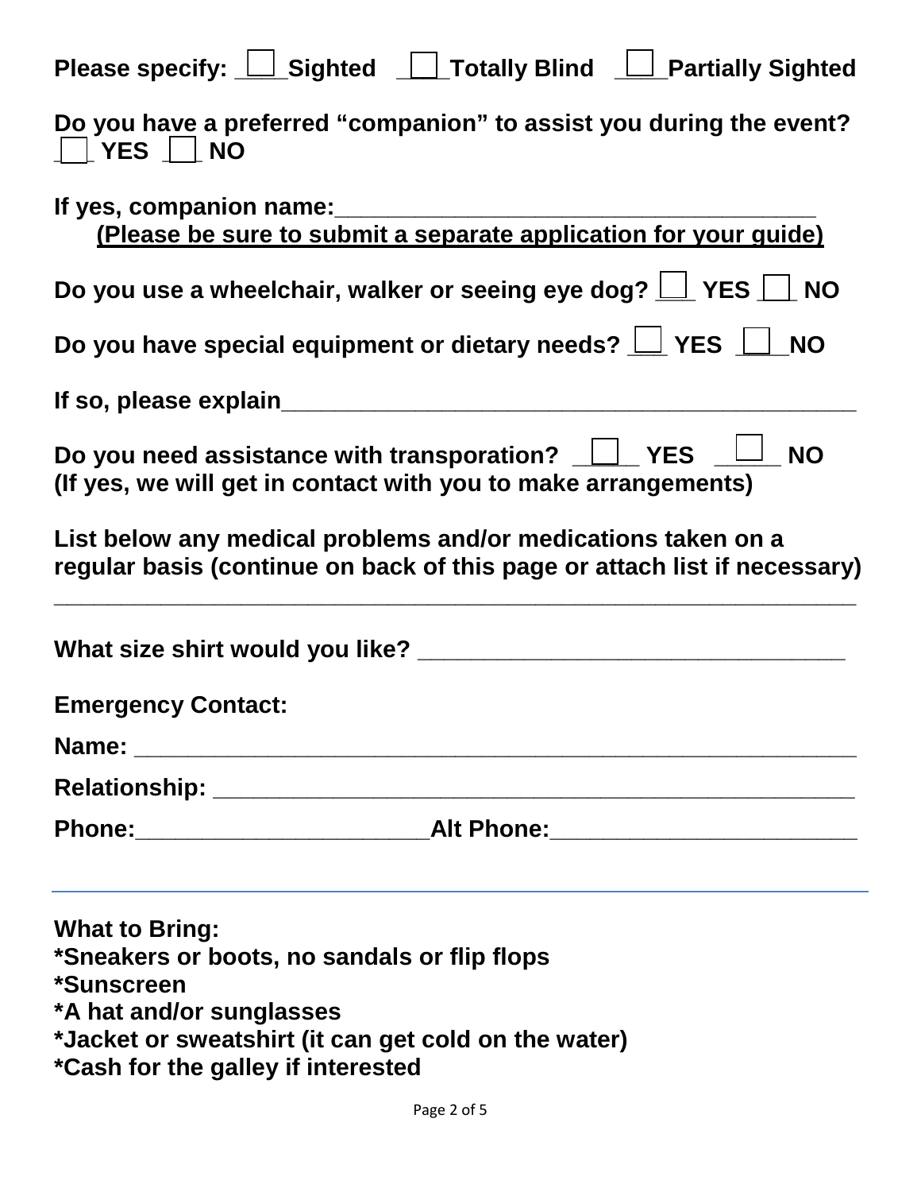**Please specify: ☐ Sighted ☐ Totally Blind ☐ Partially Sighted**

**Do you have a preferred "companion" to assist you during the event? ☐ YES ☐ NO**

**If yes, companion name:___________________________________**

**<u>(Please be sure to submit a separate application for your guide)</u>**

**Do you use a wheelchair, walker or seeing eye dog? ☐ YES ☐ NO**

**Do you have special equipment or dietary needs? ☐ YES ☐ NO**

**If so, please explain_________________________________________**

**Do you need assistance with transporation? ☐ YES ☐ NO**
**(If yes, we will get in contact with you to make arrangements)**

**List below any medical problems and/or medications taken on a regular basis (continue on back of this page or attach list if necessary)**

_____________________________________________________________

**What size shirt would you like? _______________________________**

**Emergency Contact:**

**Name: _____________________________________________________**

**Relationship: _______________________________________________**

**Phone:______________________Alt Phone:______________________**

---

**What to Bring:**
**\*Sneakers or boots, no sandals or flip flops**
**\*Sunscreen**
**\*A hat and/or sunglasses**
**\*Jacket or sweatshirt (it can get cold on the water)**
**\*Cash for the galley if interested**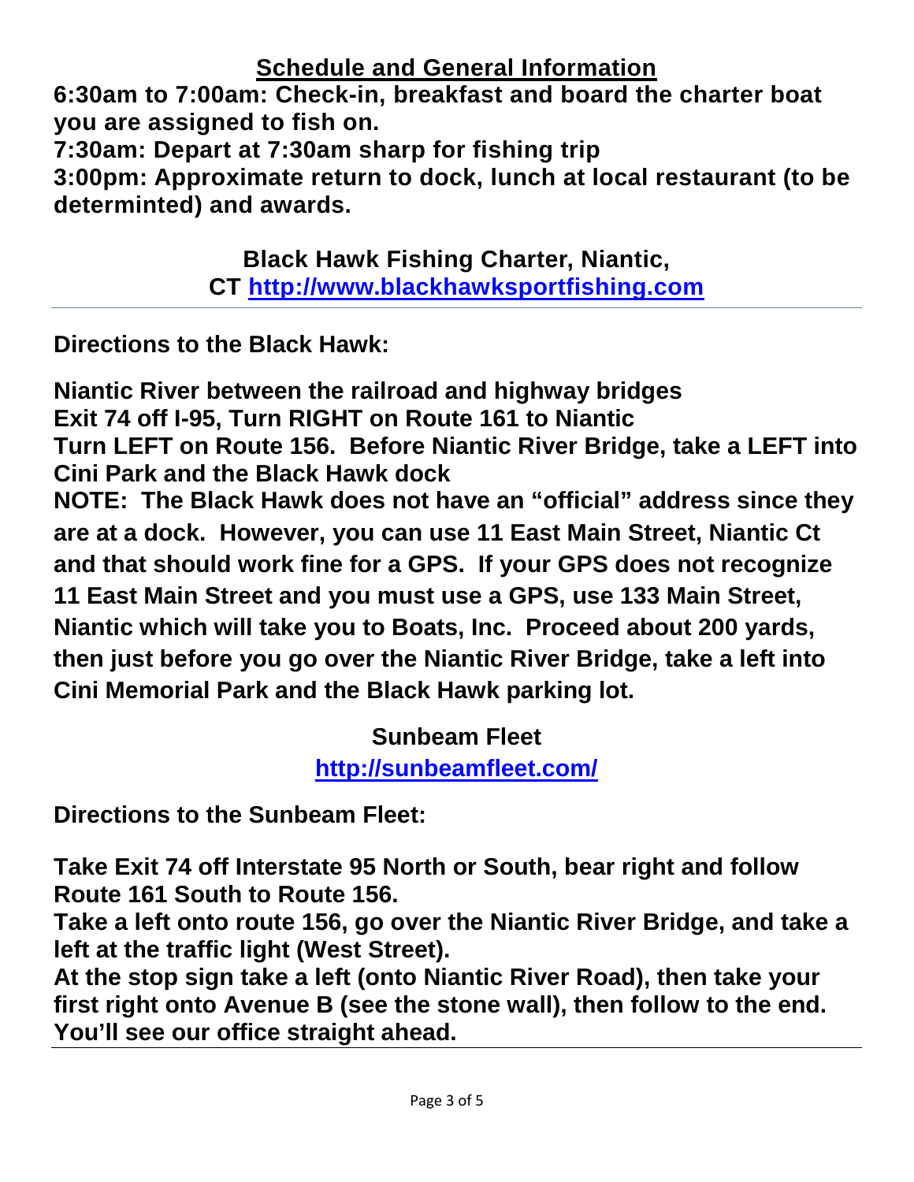## Schedule and General Information

**6:30am to 7:00am: Check-in, breakfast and board the charter boat you are assigned to fish on.**
**7:30am: Depart at 7:30am sharp for fishing trip**
**3:00pm: Approximate return to dock, lunch at local restaurant (to be determinted) and awards.**

**Black Hawk Fishing Charter, Niantic, CT [http://www.blackhawksportfishing.com](http://www.blackhawksportfishing.com)**

---

**Directions to the Black Hawk:**

**Niantic River between the railroad and highway bridges**
**Exit 74 off I-95, Turn RIGHT on Route 161 to Niantic**
**Turn LEFT on Route 156. Before Niantic River Bridge, take a LEFT into Cini Park and the Black Hawk dock**
**NOTE: The Black Hawk does not have an "official" address since they are at a dock. However, you can use 11 East Main Street, Niantic Ct and that should work fine for a GPS. If your GPS does not recognize 11 East Main Street and you must use a GPS, use 133 Main Street, Niantic which will take you to Boats, Inc. Proceed about 200 yards, then just before you go over the Niantic River Bridge, take a left into Cini Memorial Park and the Black Hawk parking lot.**

**Sunbeam Fleet**
**[http://sunbeamfleet.com/](http://sunbeamfleet.com/)**

**Directions to the Sunbeam Fleet:**

**Take Exit 74 off Interstate 95 North or South, bear right and follow Route 161 South to Route 156.**
**Take a left onto route 156, go over the Niantic River Bridge, and take a left at the traffic light (West Street).**
**At the stop sign take a left (onto Niantic River Road), then take your first right onto Avenue B (see the stone wall), then follow to the end. You'll see our office straight ahead.**

---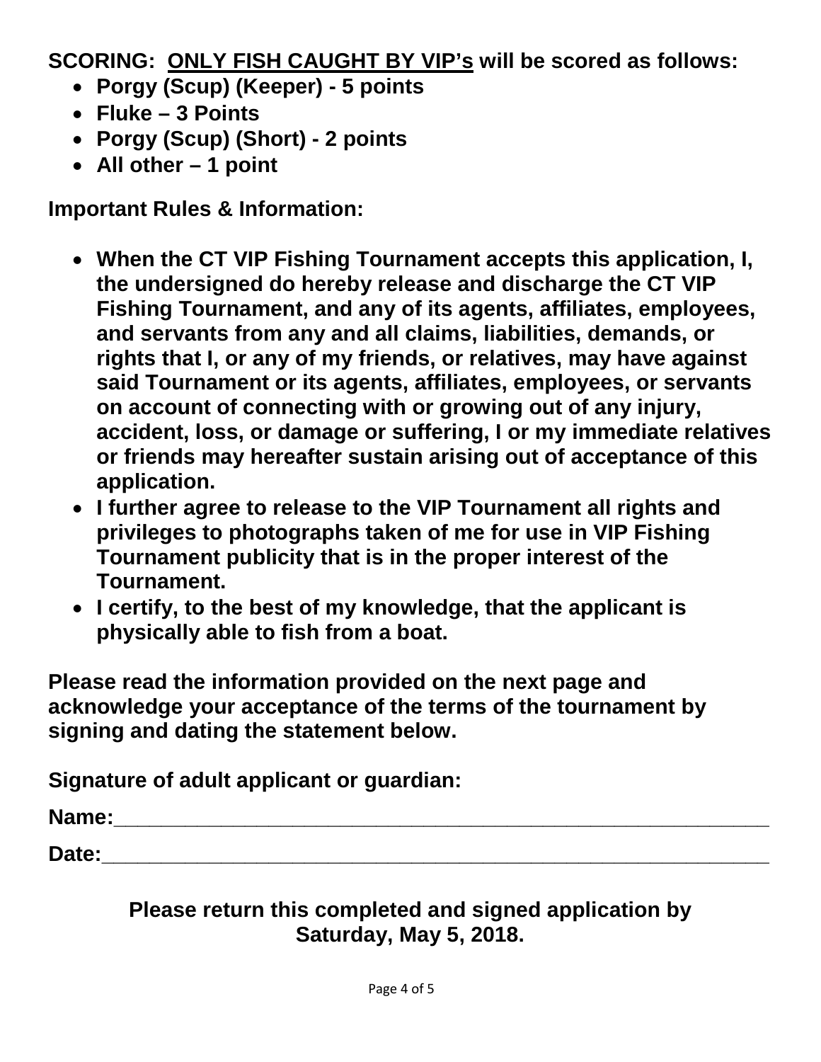**SCORING: ONLY FISH CAUGHT BY VIP's will be scored as follows:**

- **Porgy (Scup) (Keeper) - 5 points**
- **Fluke – 3 Points**
- **Porgy (Scup) (Short) - 2 points**
- **All other – 1 point**

**Important Rules & Information:**

- **When the CT VIP Fishing Tournament accepts this application, I, the undersigned do hereby release and discharge the CT VIP Fishing Tournament, and any of its agents, affiliates, employees, and servants from any and all claims, liabilities, demands, or rights that I, or any of my friends, or relatives, may have against said Tournament or its agents, affiliates, employees, or servants on account of connecting with or growing out of any injury, accident, loss, or damage or suffering, I or my immediate relatives or friends may hereafter sustain arising out of acceptance of this application.**
- **I further agree to release to the VIP Tournament all rights and privileges to photographs taken of me for use in VIP Fishing Tournament publicity that is in the proper interest of the Tournament.**
- **I certify, to the best of my knowledge, that the applicant is physically able to fish from a boat.**

**Please read the information provided on the next page and acknowledge your acceptance of the terms of the tournament by signing and dating the statement below.**

**Signature of adult applicant or guardian:**

**Name:**_______________________________________________________

**Date:**_______________________________________________________

**Please return this completed and signed application by Saturday, May 5, 2018.**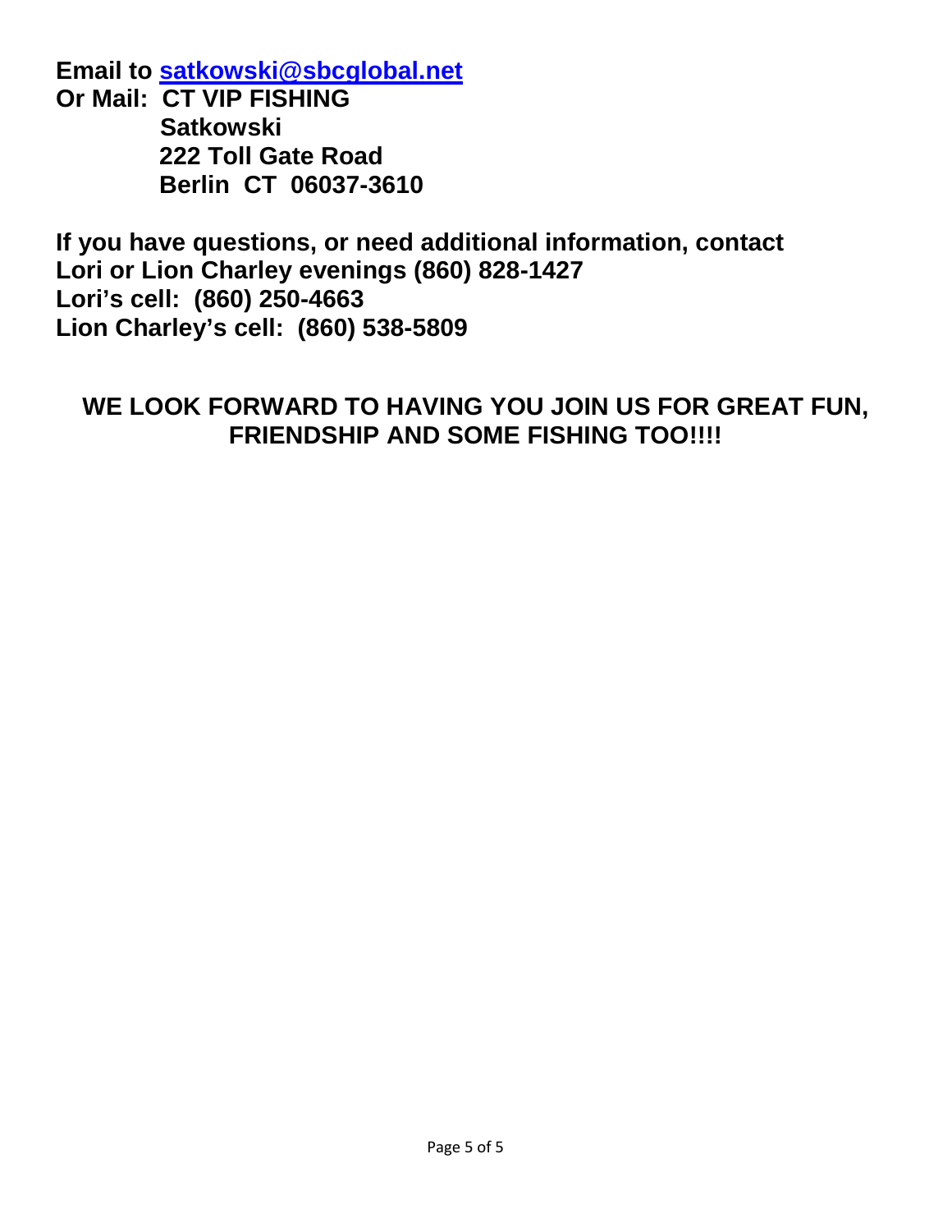**Email to [satkowski@sbcglobal.net](mailto:satkowski@sbcglobal.net)**
**Or Mail: CT VIP FISHING**
**Satkowski**
**222 Toll Gate Road**
**Berlin CT 06037-3610**

**If you have questions, or need additional information, contact**
**Lori or Lion Charley evenings (860) 828-1427**
**Lori's cell: (860) 250-4663**
**Lion Charley's cell: (860) 538-5809**

**WE LOOK FORWARD TO HAVING YOU JOIN US FOR GREAT FUN, FRIENDSHIP AND SOME FISHING TOO!!!!**